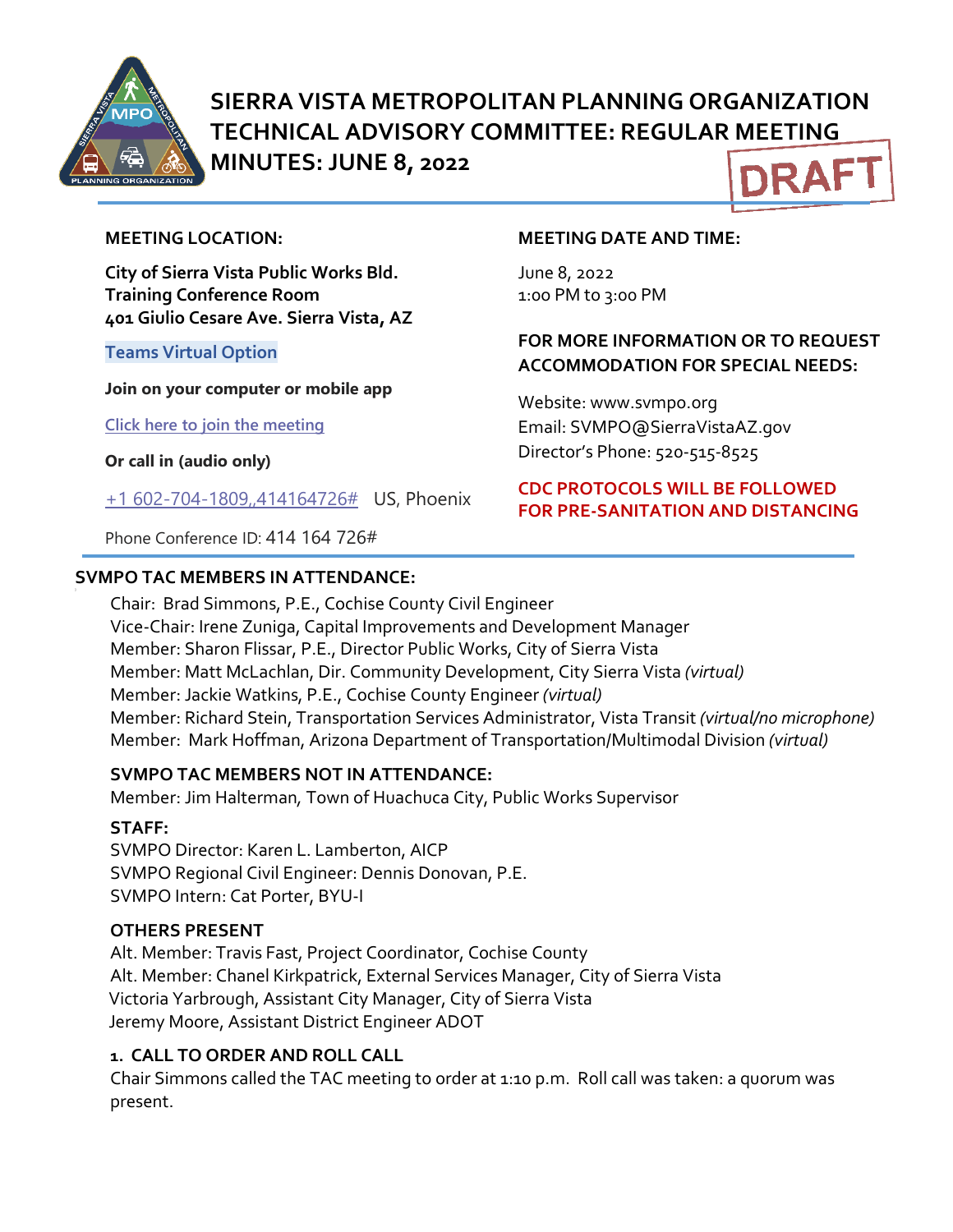# SIERRA VISTA METROPOLITAN PLANNING ORGANIZATION TECHNICAL ADVISORY COMMITTEE: REGULAR MEETING MINUTES: JUNE 8, 2022

DRAFT

**MEETING LOCATION:**

**City of Sierra Vista Public Works Bld.**
**Training Conference Room**
**401 Giulio Cesare Ave. Sierra Vista, AZ**

Teams Virtual Option

**Join on your computer or mobile app**

Click here to join the meeting

**Or call in (audio only)**

+1 602-704-1809,,414164726# US, Phoenix

Phone Conference ID: 414 164 726#

**MEETING DATE AND TIME:**

June 8, 2022
1:00 PM to 3:00 PM

**FOR MORE INFORMATION OR TO REQUEST ACCOMMODATION FOR SPECIAL NEEDS:**

Website: www.svmpo.org
Email: SVMPO@SierraVistaAZ.gov
Director's Phone: 520-515-8525

**CDC PROTOCOLS WILL BE FOLLOWED FOR PRE-SANITATION AND DISTANCING**

**SVMPO TAC MEMBERS IN ATTENDANCE:**

Chair: Brad Simmons, P.E., Cochise County Civil Engineer
Vice-Chair: Irene Zuniga, Capital Improvements and Development Manager
Member: Sharon Flissar, P.E., Director Public Works, City of Sierra Vista
Member: Matt McLachlan, Dir. Community Development, City Sierra Vista *(virtual)*
Member: Jackie Watkins, P.E., Cochise County Engineer *(virtual)*
Member: Richard Stein, Transportation Services Administrator, Vista Transit *(virtual/no microphone)*
Member: Mark Hoffman, Arizona Department of Transportation/Multimodal Division *(virtual)*

**SVMPO TAC MEMBERS NOT IN ATTENDANCE:**

Member: Jim Halterman, Town of Huachuca City, Public Works Supervisor

**STAFF:**

SVMPO Director: Karen L. Lamberton, AICP
SVMPO Regional Civil Engineer: Dennis Donovan, P.E.
SVMPO Intern: Cat Porter, BYU-I

**OTHERS PRESENT**

Alt. Member: Travis Fast, Project Coordinator, Cochise County
Alt. Member: Chanel Kirkpatrick, External Services Manager, City of Sierra Vista
Victoria Yarbrough, Assistant City Manager, City of Sierra Vista
Jeremy Moore, Assistant District Engineer ADOT

**1. CALL TO ORDER AND ROLL CALL**

Chair Simmons called the TAC meeting to order at 1:10 p.m. Roll call was taken: a quorum was present.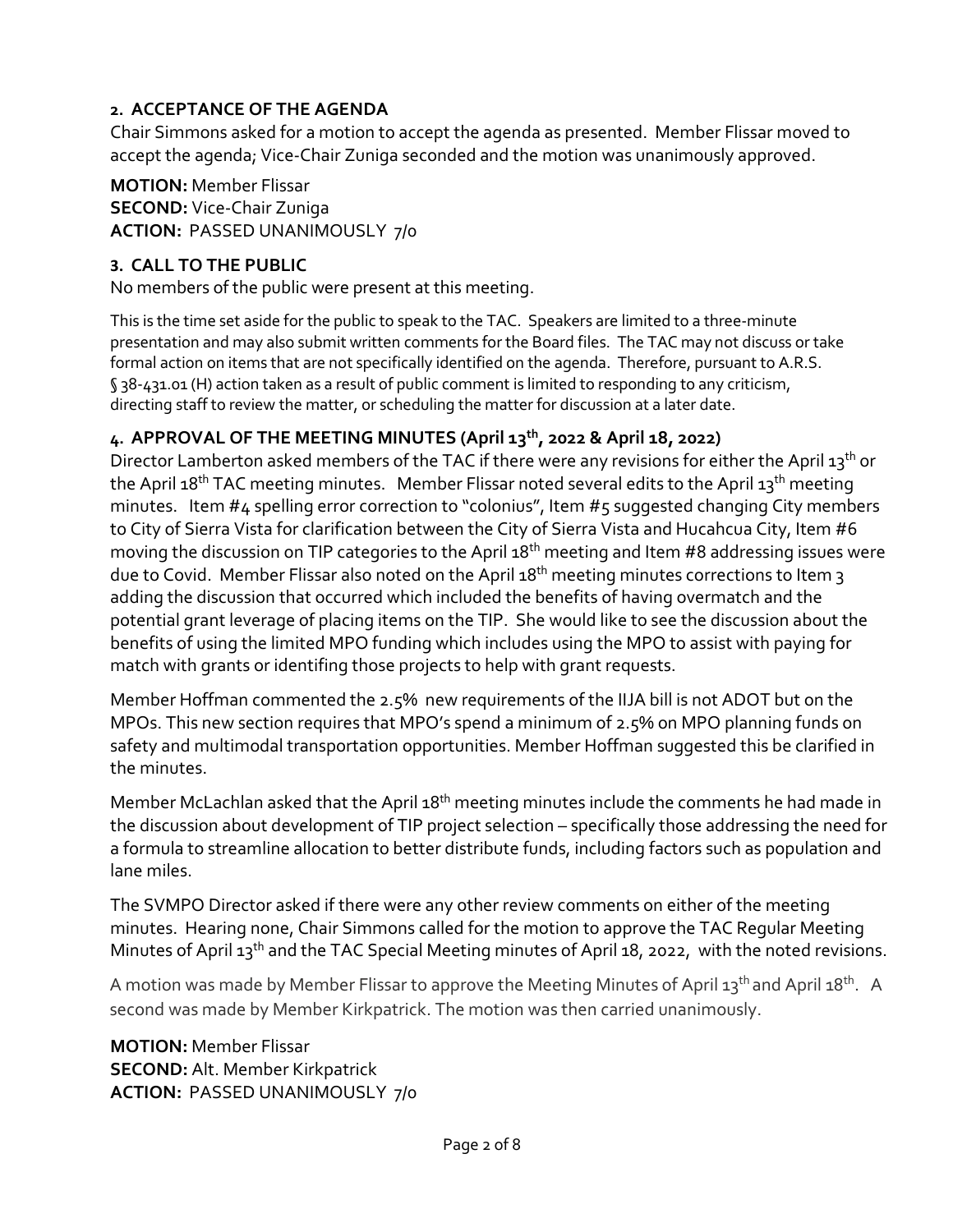## 2. ACCEPTANCE OF THE AGENDA

Chair Simmons asked for a motion to accept the agenda as presented. Member Flissar moved to accept the agenda; Vice-Chair Zuniga seconded and the motion was unanimously approved.

**MOTION:** Member Flissar
**SECOND:** Vice-Chair Zuniga
**ACTION:** PASSED UNANIMOUSLY 7/0

## 3. CALL TO THE PUBLIC

No members of the public were present at this meeting.

This is the time set aside for the public to speak to the TAC. Speakers are limited to a three-minute presentation and may also submit written comments for the Board files. The TAC may not discuss or take formal action on items that are not specifically identified on the agenda. Therefore, pursuant to A.R.S. § 38-431.01 (H) action taken as a result of public comment is limited to responding to any criticism, directing staff to review the matter, or scheduling the matter for discussion at a later date.

## 4. APPROVAL OF THE MEETING MINUTES (April 13th, 2022 & April 18, 2022)

Director Lamberton asked members of the TAC if there were any revisions for either the April 13th or the April 18th TAC meeting minutes. Member Flissar noted several edits to the April 13th meeting minutes. Item #4 spelling error correction to "colonius", Item #5 suggested changing City members to City of Sierra Vista for clarification between the City of Sierra Vista and Hucahcua City, Item #6 moving the discussion on TIP categories to the April 18th meeting and Item #8 addressing issues were due to Covid. Member Flissar also noted on the April 18th meeting minutes corrections to Item 3 adding the discussion that occurred which included the benefits of having overmatch and the potential grant leverage of placing items on the TIP. She would like to see the discussion about the benefits of using the limited MPO funding which includes using the MPO to assist with paying for match with grants or identifing those projects to help with grant requests.

Member Hoffman commented the 2.5% new requirements of the IIJA bill is not ADOT but on the MPOs. This new section requires that MPO's spend a minimum of 2.5% on MPO planning funds on safety and multimodal transportation opportunities. Member Hoffman suggested this be clarified in the minutes.

Member McLachlan asked that the April 18th meeting minutes include the comments he had made in the discussion about development of TIP project selection – specifically those addressing the need for a formula to streamline allocation to better distribute funds, including factors such as population and lane miles.

The SVMPO Director asked if there were any other review comments on either of the meeting minutes. Hearing none, Chair Simmons called for the motion to approve the TAC Regular Meeting Minutes of April 13th and the TAC Special Meeting minutes of April 18, 2022, with the noted revisions.

A motion was made by Member Flissar to approve the Meeting Minutes of April 13th and April 18th. A second was made by Member Kirkpatrick. The motion was then carried unanimously.

**MOTION:** Member Flissar
**SECOND:** Alt. Member Kirkpatrick
**ACTION:** PASSED UNANIMOUSLY 7/0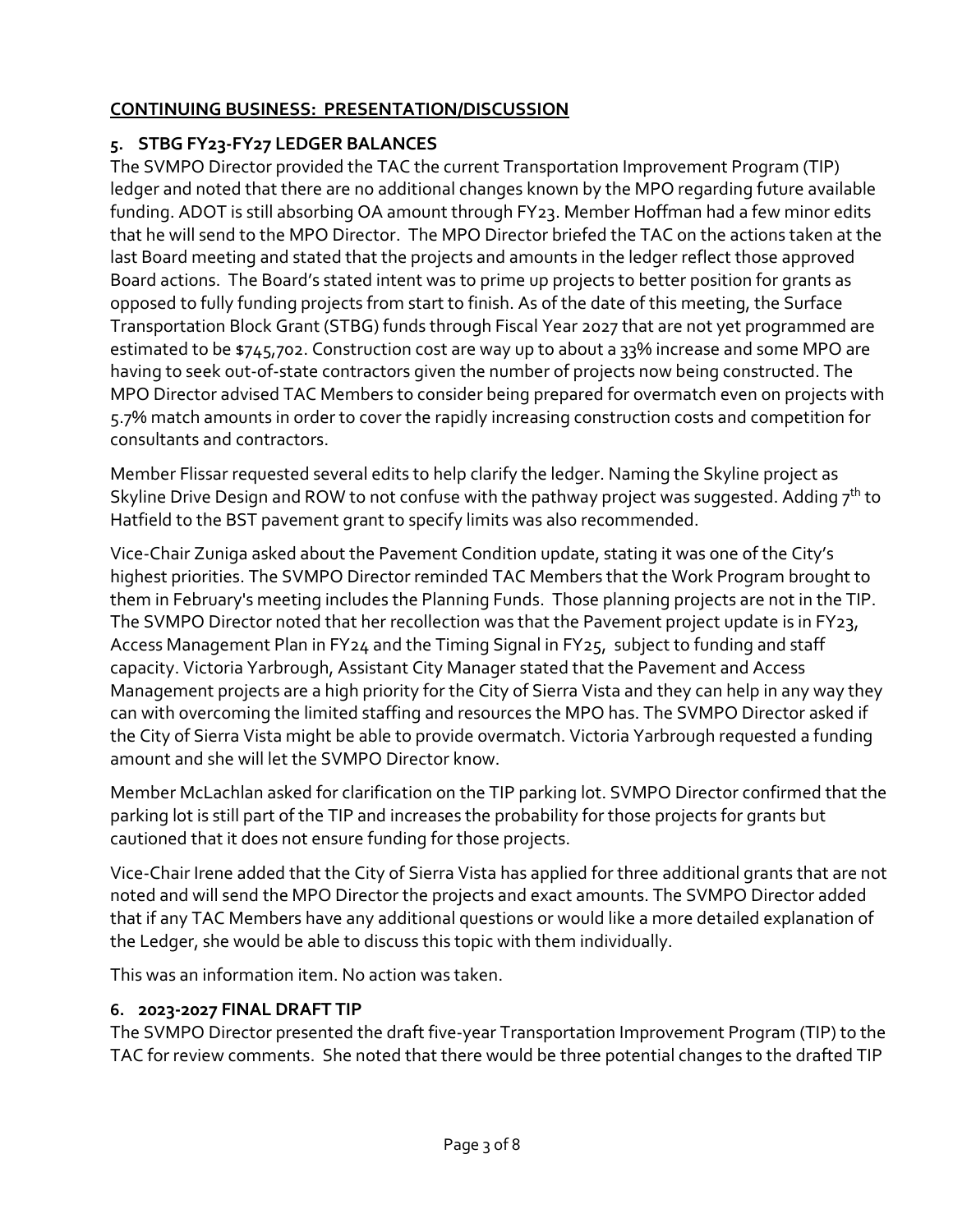## CONTINUING BUSINESS: PRESENTATION/DISCUSSION

### 5. STBG FY23-FY27 LEDGER BALANCES

The SVMPO Director provided the TAC the current Transportation Improvement Program (TIP) ledger and noted that there are no additional changes known by the MPO regarding future available funding. ADOT is still absorbing OA amount through FY23. Member Hoffman had a few minor edits that he will send to the MPO Director. The MPO Director briefed the TAC on the actions taken at the last Board meeting and stated that the projects and amounts in the ledger reflect those approved Board actions. The Board's stated intent was to prime up projects to better position for grants as opposed to fully funding projects from start to finish. As of the date of this meeting, the Surface Transportation Block Grant (STBG) funds through Fiscal Year 2027 that are not yet programmed are estimated to be $745,702. Construction cost are way up to about a 33% increase and some MPO are having to seek out-of-state contractors given the number of projects now being constructed. The MPO Director advised TAC Members to consider being prepared for overmatch even on projects with 5.7% match amounts in order to cover the rapidly increasing construction costs and competition for consultants and contractors.

Member Flissar requested several edits to help clarify the ledger. Naming the Skyline project as Skyline Drive Design and ROW to not confuse with the pathway project was suggested. Adding 7th to Hatfield to the BST pavement grant to specify limits was also recommended.

Vice-Chair Zuniga asked about the Pavement Condition update, stating it was one of the City's highest priorities. The SVMPO Director reminded TAC Members that the Work Program brought to them in February's meeting includes the Planning Funds. Those planning projects are not in the TIP. The SVMPO Director noted that her recollection was that the Pavement project update is in FY23, Access Management Plan in FY24 and the Timing Signal in FY25, subject to funding and staff capacity. Victoria Yarbrough, Assistant City Manager stated that the Pavement and Access Management projects are a high priority for the City of Sierra Vista and they can help in any way they can with overcoming the limited staffing and resources the MPO has. The SVMPO Director asked if the City of Sierra Vista might be able to provide overmatch. Victoria Yarbrough requested a funding amount and she will let the SVMPO Director know.

Member McLachlan asked for clarification on the TIP parking lot. SVMPO Director confirmed that the parking lot is still part of the TIP and increases the probability for those projects for grants but cautioned that it does not ensure funding for those projects.

Vice-Chair Irene added that the City of Sierra Vista has applied for three additional grants that are not noted and will send the MPO Director the projects and exact amounts. The SVMPO Director added that if any TAC Members have any additional questions or would like a more detailed explanation of the Ledger, she would be able to discuss this topic with them individually.

This was an information item. No action was taken.

### 6. 2023-2027 FINAL DRAFT TIP

The SVMPO Director presented the draft five-year Transportation Improvement Program (TIP) to the TAC for review comments. She noted that there would be three potential changes to the drafted TIP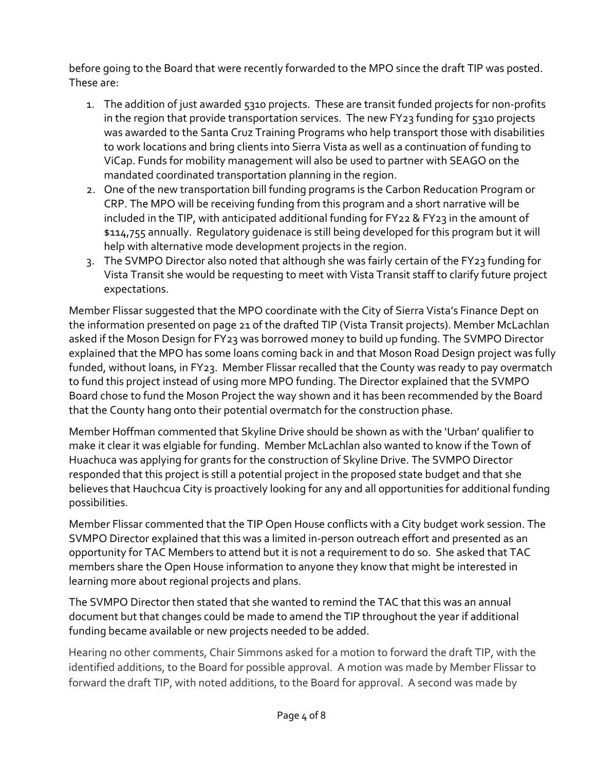before going to the Board that were recently forwarded to the MPO since the draft TIP was posted. These are:

1. The addition of just awarded 5310 projects. These are transit funded projects for non-profits in the region that provide transportation services. The new FY23 funding for 5310 projects was awarded to the Santa Cruz Training Programs who help transport those with disabilities to work locations and bring clients into Sierra Vista as well as a continuation of funding to ViCap. Funds for mobility management will also be used to partner with SEAGO on the mandated coordinated transportation planning in the region.
2. One of the new transportation bill funding programs is the Carbon Reducation Program or CRP. The MPO will be receiving funding from this program and a short narrative will be included in the TIP, with anticipated additional funding for FY22 & FY23 in the amount of $114,755 annually. Regulatory guidenace is still being developed for this program but it will help with alternative mode development projects in the region.
3. The SVMPO Director also noted that although she was fairly certain of the FY23 funding for Vista Transit she would be requesting to meet with Vista Transit staff to clarify future project expectations.

Member Flissar suggested that the MPO coordinate with the City of Sierra Vista's Finance Dept on the information presented on page 21 of the drafted TIP (Vista Transit projects). Member McLachlan asked if the Moson Design for FY23 was borrowed money to build up funding. The SVMPO Director explained that the MPO has some loans coming back in and that Moson Road Design project was fully funded, without loans, in FY23. Member Flissar recalled that the County was ready to pay overmatch to fund this project instead of using more MPO funding. The Director explained that the SVMPO Board chose to fund the Moson Project the way shown and it has been recommended by the Board that the County hang onto their potential overmatch for the construction phase.

Member Hoffman commented that Skyline Drive should be shown as with the 'Urban' qualifier to make it clear it was elgiable for funding. Member McLachlan also wanted to know if the Town of Huachuca was applying for grants for the construction of Skyline Drive. The SVMPO Director responded that this project is still a potential project in the proposed state budget and that she believes that Hauchcua City is proactively looking for any and all opportunities for additional funding possibilities.

Member Flissar commented that the TIP Open House conflicts with a City budget work session. The SVMPO Director explained that this was a limited in-person outreach effort and presented as an opportunity for TAC Members to attend but it is not a requirement to do so. She asked that TAC members share the Open House information to anyone they know that might be interested in learning more about regional projects and plans.

The SVMPO Director then stated that she wanted to remind the TAC that this was an annual document but that changes could be made to amend the TIP throughout the year if additional funding became available or new projects needed to be added.

Hearing no other comments, Chair Simmons asked for a motion to forward the draft TIP, with the identified additions, to the Board for possible approval. A motion was made by Member Flissar to forward the draft TIP, with noted additions, to the Board for approval. A second was made by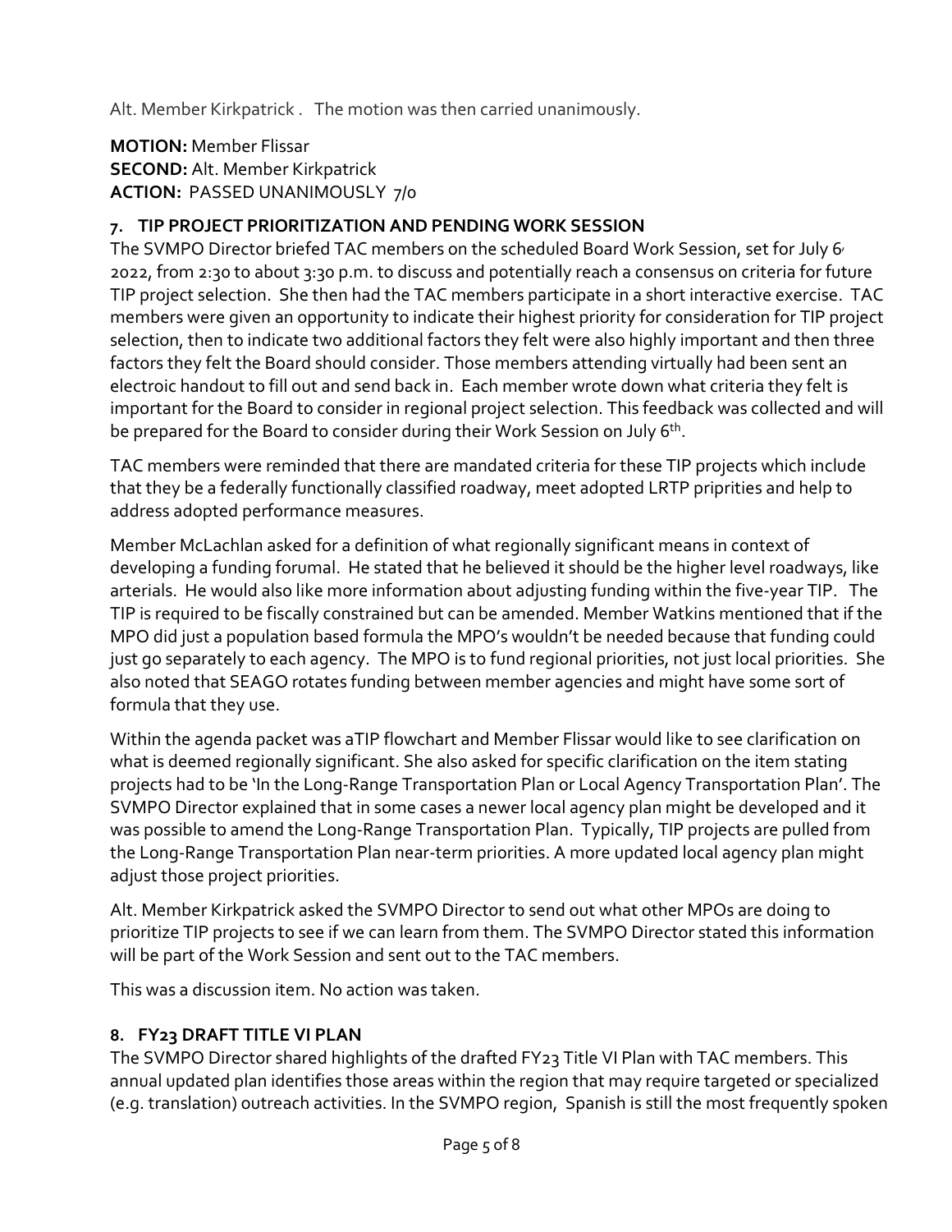Alt. Member Kirkpatrick . The motion was then carried unanimously.

**MOTION:** Member Flissar
**SECOND:** Alt. Member Kirkpatrick
**ACTION:** PASSED UNANIMOUSLY 7/0

## 7. TIP PROJECT PRIORITIZATION AND PENDING WORK SESSION

The SVMPO Director briefed TAC members on the scheduled Board Work Session, set for July 6, 2022, from 2:30 to about 3:30 p.m. to discuss and potentially reach a consensus on criteria for future TIP project selection. She then had the TAC members participate in a short interactive exercise. TAC members were given an opportunity to indicate their highest priority for consideration for TIP project selection, then to indicate two additional factors they felt were also highly important and then three factors they felt the Board should consider. Those members attending virtually had been sent an electroic handout to fill out and send back in. Each member wrote down what criteria they felt is important for the Board to consider in regional project selection. This feedback was collected and will be prepared for the Board to consider during their Work Session on July 6th.

TAC members were reminded that there are mandated criteria for these TIP projects which include that they be a federally functionally classified roadway, meet adopted LRTP pripriities and help to address adopted performance measures.

Member McLachlan asked for a definition of what regionally significant means in context of developing a funding forumal. He stated that he believed it should be the higher level roadways, like arterials. He would also like more information about adjusting funding within the five-year TIP. The TIP is required to be fiscally constrained but can be amended. Member Watkins mentioned that if the MPO did just a population based formula the MPO's wouldn't be needed because that funding could just go separately to each agency. The MPO is to fund regional priorities, not just local priorities. She also noted that SEAGO rotates funding between member agencies and might have some sort of formula that they use.

Within the agenda packet was aTIP flowchart and Member Flissar would like to see clarification on what is deemed regionally significant. She also asked for specific clarification on the item stating projects had to be 'In the Long-Range Transportation Plan or Local Agency Transportation Plan'. The SVMPO Director explained that in some cases a newer local agency plan might be developed and it was possible to amend the Long-Range Transportation Plan. Typically, TIP projects are pulled from the Long-Range Transportation Plan near-term priorities. A more updated local agency plan might adjust those project priorities.

Alt. Member Kirkpatrick asked the SVMPO Director to send out what other MPOs are doing to prioritize TIP projects to see if we can learn from them. The SVMPO Director stated this information will be part of the Work Session and sent out to the TAC members.

This was a discussion item. No action was taken.

## 8. FY23 DRAFT TITLE VI PLAN

The SVMPO Director shared highlights of the drafted FY23 Title VI Plan with TAC members. This annual updated plan identifies those areas within the region that may require targeted or specialized (e.g. translation) outreach activities. In the SVMPO region, Spanish is still the most frequently spoken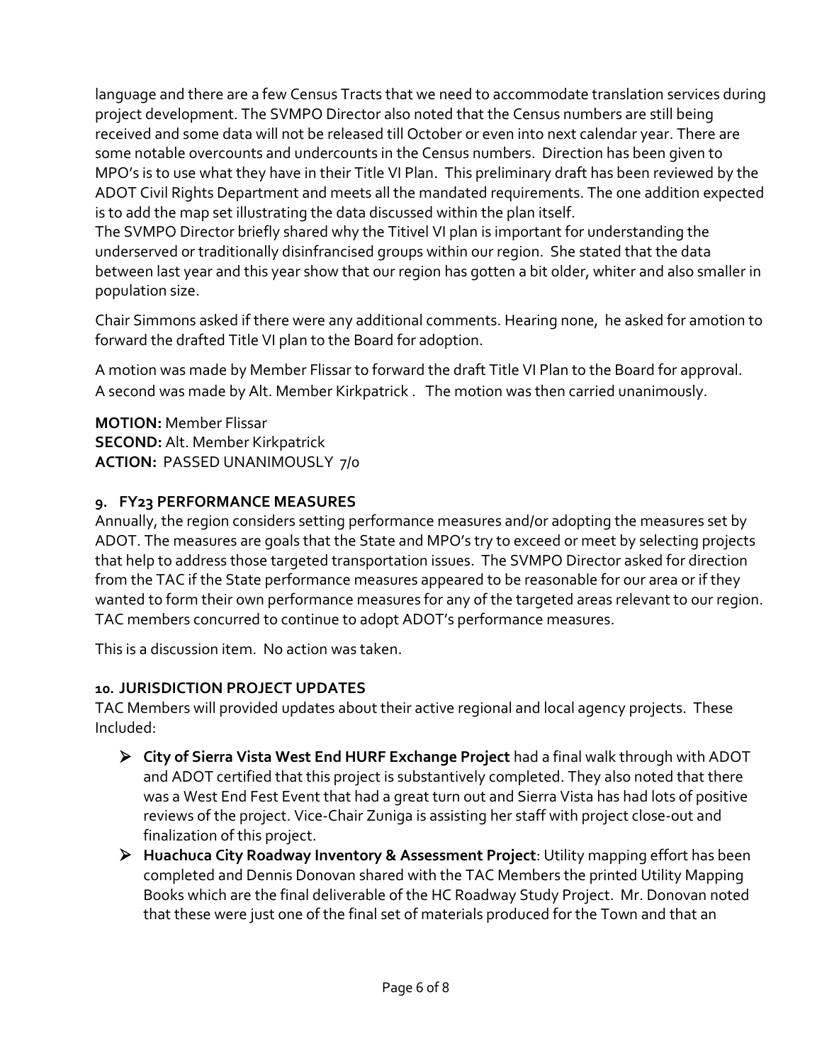language and there are a few Census Tracts that we need to accommodate translation services during project development. The SVMPO Director also noted that the Census numbers are still being received and some data will not be released till October or even into next calendar year. There are some notable overcounts and undercounts in the Census numbers. Direction has been given to MPO's is to use what they have in their Title VI Plan. This preliminary draft has been reviewed by the ADOT Civil Rights Department and meets all the mandated requirements. The one addition expected is to add the map set illustrating the data discussed within the plan itself.
The SVMPO Director briefly shared why the Titivel VI plan is important for understanding the underserved or traditionally disinfrancised groups within our region. She stated that the data between last year and this year show that our region has gotten a bit older, whiter and also smaller in population size.

Chair Simmons asked if there were any additional comments. Hearing none, he asked for amotion to forward the drafted Title VI plan to the Board for adoption.

A motion was made by Member Flissar to forward the draft Title VI Plan to the Board for approval. A second was made by Alt. Member Kirkpatrick . The motion was then carried unanimously.

**MOTION:** Member Flissar
**SECOND:** Alt. Member Kirkpatrick
**ACTION:** PASSED UNANIMOUSLY 7/0

**9. FY23 PERFORMANCE MEASURES**

Annually, the region considers setting performance measures and/or adopting the measures set by ADOT. The measures are goals that the State and MPO's try to exceed or meet by selecting projects that help to address those targeted transportation issues. The SVMPO Director asked for direction from the TAC if the State performance measures appeared to be reasonable for our area or if they wanted to form their own performance measures for any of the targeted areas relevant to our region. TAC members concurred to continue to adopt ADOT's performance measures.

This is a discussion item. No action was taken.

**10. JURISDICTION PROJECT UPDATES**

TAC Members will provided updates about their active regional and local agency projects. These Included:

- **City of Sierra Vista West End HURF Exchange Project** had a final walk through with ADOT and ADOT certified that this project is substantively completed. They also noted that there was a West End Fest Event that had a great turn out and Sierra Vista has had lots of positive reviews of the project. Vice-Chair Zuniga is assisting her staff with project close-out and finalization of this project.
- **Huachuca City Roadway Inventory & Assessment Project**: Utility mapping effort has been completed and Dennis Donovan shared with the TAC Members the printed Utility Mapping Books which are the final deliverable of the HC Roadway Study Project. Mr. Donovan noted that these were just one of the final set of materials produced for the Town and that an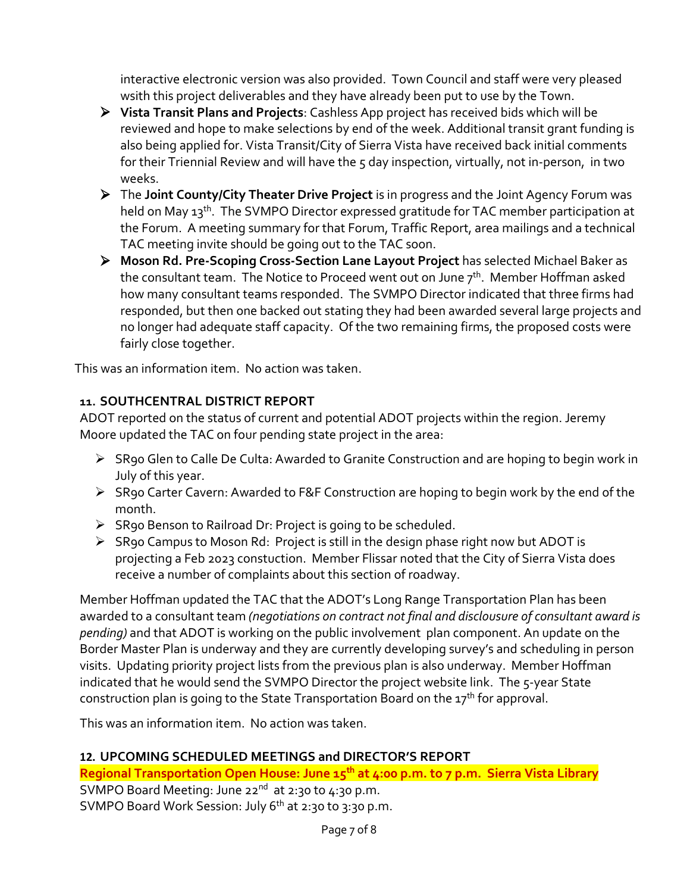interactive electronic version was also provided. Town Council and staff were very pleased wsith this project deliverables and they have already been put to use by the Town.

- **Vista Transit Plans and Projects**: Cashless App project has received bids which will be reviewed and hope to make selections by end of the week. Additional transit grant funding is also being applied for. Vista Transit/City of Sierra Vista have received back initial comments for their Triennial Review and will have the 5 day inspection, virtually, not in-person, in two weeks.
- The **Joint County/City Theater Drive Project** is in progress and the Joint Agency Forum was held on May 13th. The SVMPO Director expressed gratitude for TAC member participation at the Forum. A meeting summary for that Forum, Traffic Report, area mailings and a technical TAC meeting invite should be going out to the TAC soon.
- **Moson Rd. Pre-Scoping Cross-Section Lane Layout Project** has selected Michael Baker as the consultant team. The Notice to Proceed went out on June 7th. Member Hoffman asked how many consultant teams responded. The SVMPO Director indicated that three firms had responded, but then one backed out stating they had been awarded several large projects and no longer had adequate staff capacity. Of the two remaining firms, the proposed costs were fairly close together.

This was an information item. No action was taken.

## 11. SOUTHCENTRAL DISTRICT REPORT

ADOT reported on the status of current and potential ADOT projects within the region. Jeremy Moore updated the TAC on four pending state project in the area:

- SR90 Glen to Calle De Culta: Awarded to Granite Construction and are hoping to begin work in July of this year.
- SR90 Carter Cavern: Awarded to F&F Construction are hoping to begin work by the end of the month.
- SR90 Benson to Railroad Dr: Project is going to be scheduled.
- SR90 Campus to Moson Rd: Project is still in the design phase right now but ADOT is projecting a Feb 2023 constuction. Member Flissar noted that the City of Sierra Vista does receive a number of complaints about this section of roadway.

Member Hoffman updated the TAC that the ADOT's Long Range Transportation Plan has been awarded to a consultant team *(negotiations on contract not final and disclousure of consultant award is pending)* and that ADOT is working on the public involvement plan component. An update on the Border Master Plan is underway and they are currently developing survey's and scheduling in person visits. Updating priority project lists from the previous plan is also underway. Member Hoffman indicated that he would send the SVMPO Director the project website link. The 5-year State construction plan is going to the State Transportation Board on the 17th for approval.

This was an information item. No action was taken.

## 12. UPCOMING SCHEDULED MEETINGS and DIRECTOR'S REPORT

**Regional Transportation Open House: June 15th at 4:00 p.m. to 7 p.m. Sierra Vista Library**

SVMPO Board Meeting: June 22nd at 2:30 to 4:30 p.m.

SVMPO Board Work Session: July 6th at 2:30 to 3:30 p.m.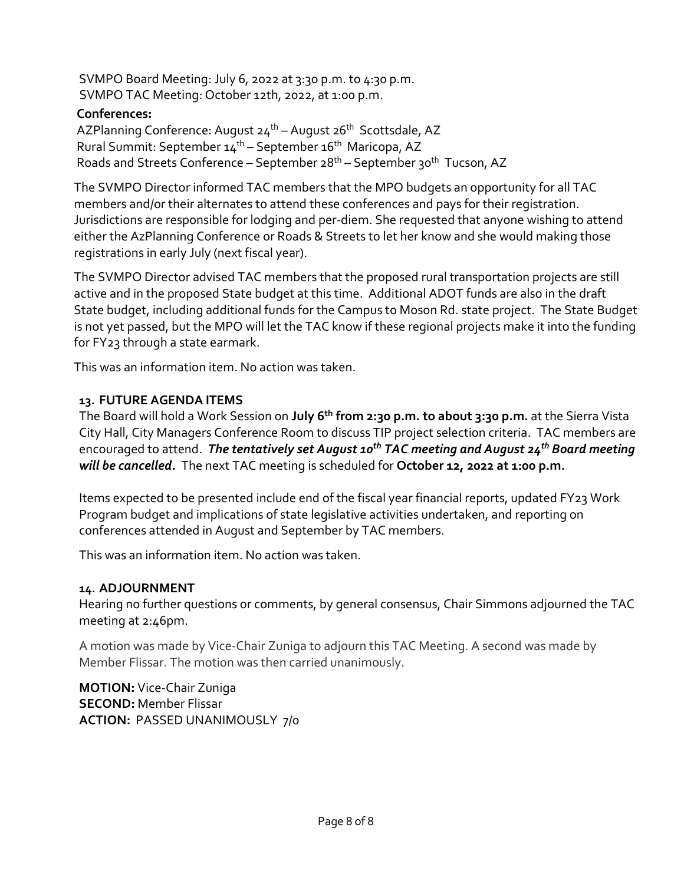SVMPO Board Meeting: July 6, 2022 at 3:30 p.m. to 4:30 p.m.
SVMPO TAC Meeting: October 12th, 2022, at 1:00 p.m.

**Conferences:**

AZPlanning Conference: August 24th – August 26th Scottsdale, AZ
Rural Summit: September 14th – September 16th Maricopa, AZ
Roads and Streets Conference – September 28th – September 30th Tucson, AZ

The SVMPO Director informed TAC members that the MPO budgets an opportunity for all TAC members and/or their alternates to attend these conferences and pays for their registration. Jurisdictions are responsible for lodging and per-diem. She requested that anyone wishing to attend either the AzPlanning Conference or Roads & Streets to let her know and she would making those registrations in early July (next fiscal year).

The SVMPO Director advised TAC members that the proposed rural transportation projects are still active and in the proposed State budget at this time. Additional ADOT funds are also in the draft State budget, including additional funds for the Campus to Moson Rd. state project. The State Budget is not yet passed, but the MPO will let the TAC know if these regional projects make it into the funding for FY23 through a state earmark.

This was an information item. No action was taken.

## 13. FUTURE AGENDA ITEMS

The Board will hold a Work Session on **July 6th from 2:30 p.m. to about 3:30 p.m.** at the Sierra Vista City Hall, City Managers Conference Room to discuss TIP project selection criteria. TAC members are encouraged to attend. ***The tentatively set August 10th TAC meeting and August 24th Board meeting will be cancelled.*** The next TAC meeting is scheduled for **October 12, 2022 at 1:00 p.m.**

Items expected to be presented include end of the fiscal year financial reports, updated FY23 Work Program budget and implications of state legislative activities undertaken, and reporting on conferences attended in August and September by TAC members.

This was an information item. No action was taken.

## 14. ADJOURNMENT

Hearing no further questions or comments, by general consensus, Chair Simmons adjourned the TAC meeting at 2:46pm.

A motion was made by Vice-Chair Zuniga to adjourn this TAC Meeting. A second was made by Member Flissar. The motion was then carried unanimously.

**MOTION:** Vice-Chair Zuniga
**SECOND:** Member Flissar
**ACTION:** PASSED UNANIMOUSLY 7/0